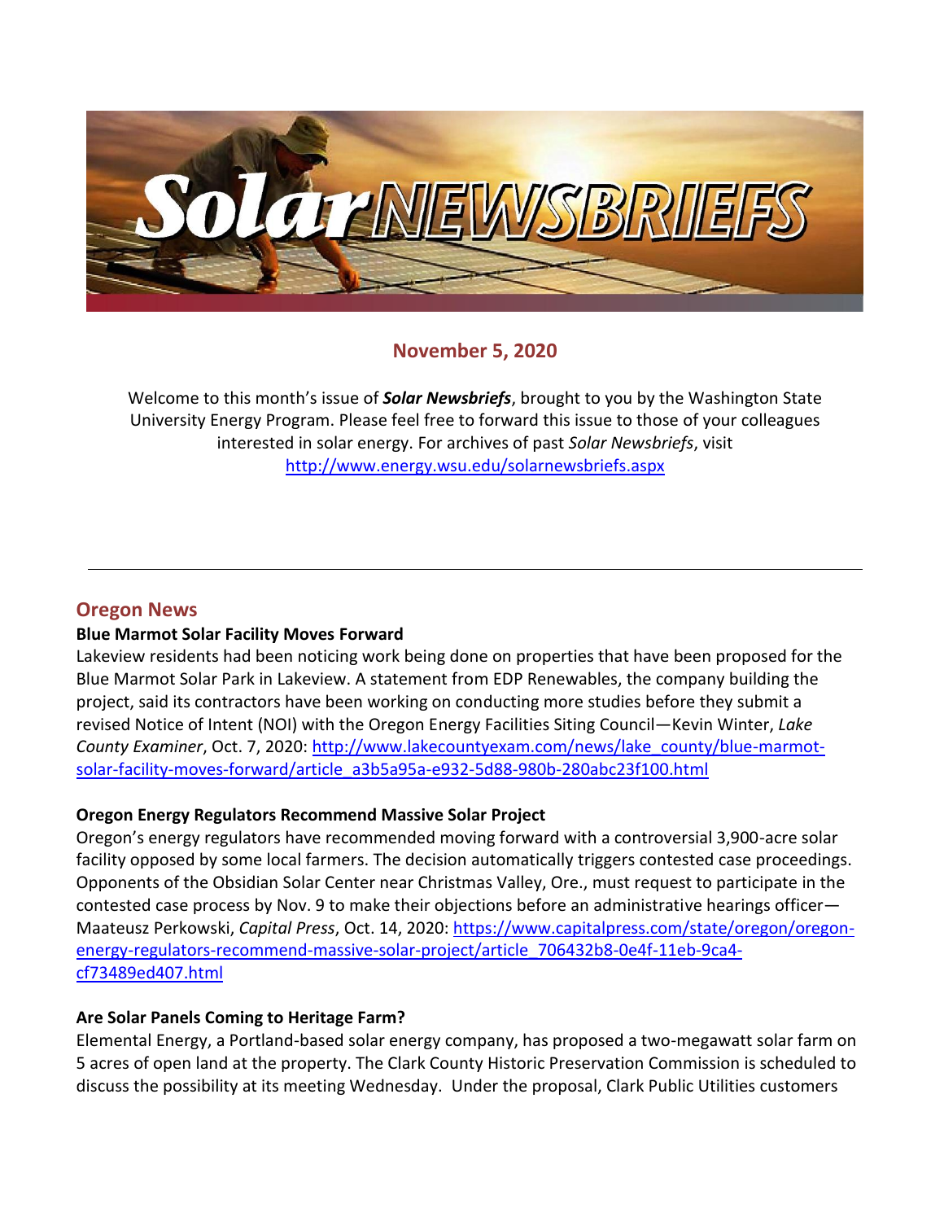# Solar NEWSBRIEFS

## November 5, 2020

Welcome to this month's issue of ***Solar Newsbriefs***, brought to you by the Washington State University Energy Program. Please feel free to forward this issue to those of your colleagues interested in solar energy. For archives of past *Solar Newsbriefs*, visit http://www.energy.wsu.edu/solarnewsbriefs.aspx

---

## Oregon News

**Blue Marmot Solar Facility Moves Forward**

Lakeview residents had been noticing work being done on properties that have been proposed for the Blue Marmot Solar Park in Lakeview. A statement from EDP Renewables, the company building the project, said its contractors have been working on conducting more studies before they submit a revised Notice of Intent (NOI) with the Oregon Energy Facilities Siting Council—Kevin Winter, *Lake County Examiner*, Oct. 7, 2020: http://www.lakecountyexam.com/news/lake_county/blue-marmot-solar-facility-moves-forward/article_a3b5a95a-e932-5d88-980b-280abc23f100.html

**Oregon Energy Regulators Recommend Massive Solar Project**

Oregon's energy regulators have recommended moving forward with a controversial 3,900-acre solar facility opposed by some local farmers. The decision automatically triggers contested case proceedings. Opponents of the Obsidian Solar Center near Christmas Valley, Ore., must request to participate in the contested case process by Nov. 9 to make their objections before an administrative hearings officer—Maateusz Perkowski, *Capital Press*, Oct. 14, 2020: https://www.capitalpress.com/state/oregon/oregon-energy-regulators-recommend-massive-solar-project/article_706432b8-0e4f-11eb-9ca4-cf73489ed407.html

**Are Solar Panels Coming to Heritage Farm?**

Elemental Energy, a Portland-based solar energy company, has proposed a two-megawatt solar farm on 5 acres of open land at the property. The Clark County Historic Preservation Commission is scheduled to discuss the possibility at its meeting Wednesday. Under the proposal, Clark Public Utilities customers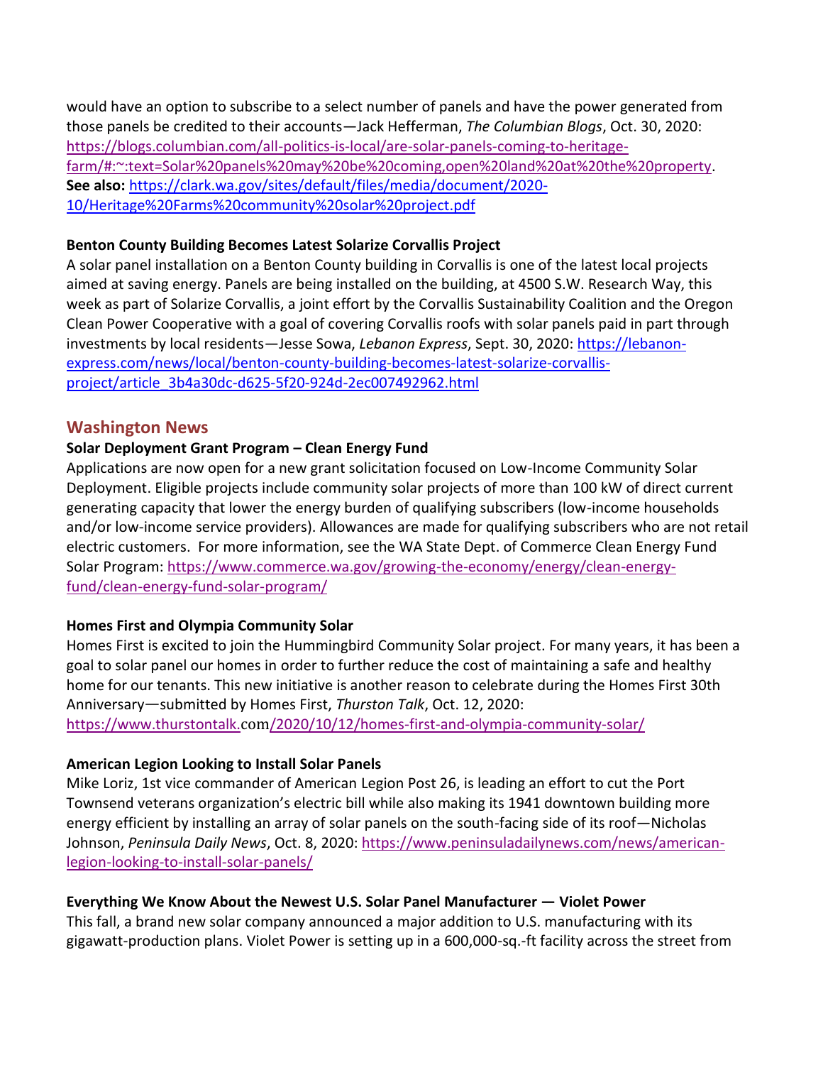would have an option to subscribe to a select number of panels and have the power generated from those panels be credited to their accounts—Jack Hefferman, *The Columbian Blogs*, Oct. 30, 2020: https://blogs.columbian.com/all-politics-is-local/are-solar-panels-coming-to-heritage-farm/#:~:text=Solar%20panels%20may%20be%20coming,open%20land%20at%20the%20property. **See also:** https://clark.wa.gov/sites/default/files/media/document/2020-10/Heritage%20Farms%20community%20solar%20project.pdf

**Benton County Building Becomes Latest Solarize Corvallis Project**
A solar panel installation on a Benton County building in Corvallis is one of the latest local projects aimed at saving energy. Panels are being installed on the building, at 4500 S.W. Research Way, this week as part of Solarize Corvallis, a joint effort by the Corvallis Sustainability Coalition and the Oregon Clean Power Cooperative with a goal of covering Corvallis roofs with solar panels paid in part through investments by local residents—Jesse Sowa, *Lebanon Express*, Sept. 30, 2020: https://lebanon-express.com/news/local/benton-county-building-becomes-latest-solarize-corvallis-project/article_3b4a30dc-d625-5f20-924d-2ec007492962.html

## Washington News

**Solar Deployment Grant Program – Clean Energy Fund**
Applications are now open for a new grant solicitation focused on Low-Income Community Solar Deployment. Eligible projects include community solar projects of more than 100 kW of direct current generating capacity that lower the energy burden of qualifying subscribers (low-income households and/or low-income service providers). Allowances are made for qualifying subscribers who are not retail electric customers. For more information, see the WA State Dept. of Commerce Clean Energy Fund Solar Program: https://www.commerce.wa.gov/growing-the-economy/energy/clean-energy-fund/clean-energy-fund-solar-program/

**Homes First and Olympia Community Solar**
Homes First is excited to join the Hummingbird Community Solar project. For many years, it has been a goal to solar panel our homes in order to further reduce the cost of maintaining a safe and healthy home for our tenants. This new initiative is another reason to celebrate during the Homes First 30th Anniversary—submitted by Homes First, *Thurston Talk*, Oct. 12, 2020: https://www.thurstontalk.com/2020/10/12/homes-first-and-olympia-community-solar/

**American Legion Looking to Install Solar Panels**
Mike Loriz, 1st vice commander of American Legion Post 26, is leading an effort to cut the Port Townsend veterans organization's electric bill while also making its 1941 downtown building more energy efficient by installing an array of solar panels on the south-facing side of its roof—Nicholas Johnson, *Peninsula Daily News*, Oct. 8, 2020: https://www.peninsuladailynews.com/news/american-legion-looking-to-install-solar-panels/

**Everything We Know About the Newest U.S. Solar Panel Manufacturer — Violet Power**
This fall, a brand new solar company announced a major addition to U.S. manufacturing with its gigawatt-production plans. Violet Power is setting up in a 600,000-sq.-ft facility across the street from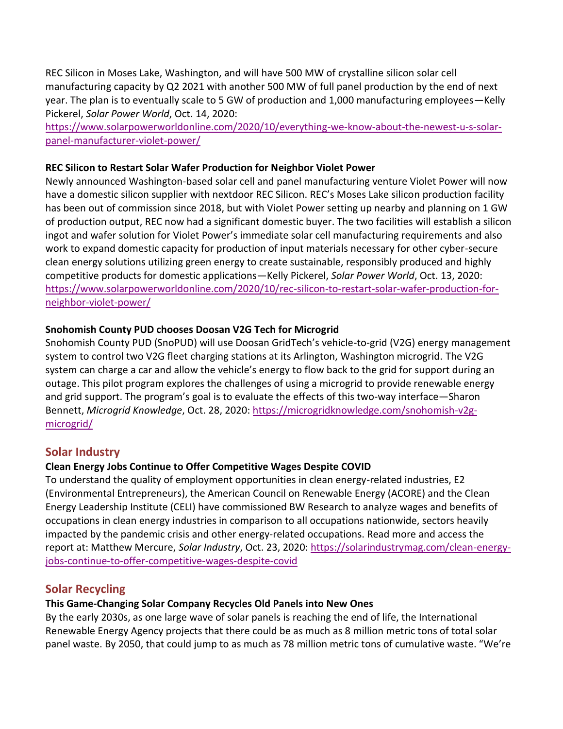REC Silicon in Moses Lake, Washington, and will have 500 MW of crystalline silicon solar cell manufacturing capacity by Q2 2021 with another 500 MW of full panel production by the end of next year. The plan is to eventually scale to 5 GW of production and 1,000 manufacturing employees—Kelly Pickerel, *Solar Power World*, Oct. 14, 2020: [https://www.solarpowerworldonline.com/2020/10/everything-we-know-about-the-newest-u-s-solar-panel-manufacturer-violet-power/](https://www.solarpowerworldonline.com/2020/10/everything-we-know-about-the-newest-u-s-solar-panel-manufacturer-violet-power/)

**REC Silicon to Restart Solar Wafer Production for Neighbor Violet Power**

Newly announced Washington-based solar cell and panel manufacturing venture Violet Power will now have a domestic silicon supplier with nextdoor REC Silicon. REC's Moses Lake silicon production facility has been out of commission since 2018, but with Violet Power setting up nearby and planning on 1 GW of production output, REC now had a significant domestic buyer. The two facilities will establish a silicon ingot and wafer solution for Violet Power's immediate solar cell manufacturing requirements and also work to expand domestic capacity for production of input materials necessary for other cyber-secure clean energy solutions utilizing green energy to create sustainable, responsibly produced and highly competitive products for domestic applications—Kelly Pickerel, *Solar Power World*, Oct. 13, 2020: [https://www.solarpowerworldonline.com/2020/10/rec-silicon-to-restart-solar-wafer-production-for-neighbor-violet-power/](https://www.solarpowerworldonline.com/2020/10/rec-silicon-to-restart-solar-wafer-production-for-neighbor-violet-power/)

**Snohomish County PUD chooses Doosan V2G Tech for Microgrid**

Snohomish County PUD (SnoPUD) will use Doosan GridTech's vehicle-to-grid (V2G) energy management system to control two V2G fleet charging stations at its Arlington, Washington microgrid. The V2G system can charge a car and allow the vehicle's energy to flow back to the grid for support during an outage. This pilot program explores the challenges of using a microgrid to provide renewable energy and grid support. The program's goal is to evaluate the effects of this two-way interface—Sharon Bennett, *Microgrid Knowledge*, Oct. 28, 2020: [https://microgridknowledge.com/snohomish-v2g-microgrid/](https://microgridknowledge.com/snohomish-v2g-microgrid/)

## Solar Industry

**Clean Energy Jobs Continue to Offer Competitive Wages Despite COVID**

To understand the quality of employment opportunities in clean energy-related industries, E2 (Environmental Entrepreneurs), the American Council on Renewable Energy (ACORE) and the Clean Energy Leadership Institute (CELI) have commissioned BW Research to analyze wages and benefits of occupations in clean energy industries in comparison to all occupations nationwide, sectors heavily impacted by the pandemic crisis and other energy-related occupations. Read more and access the report at: Matthew Mercure, *Solar Industry*, Oct. 23, 2020: [https://solarindustrymag.com/clean-energy-jobs-continue-to-offer-competitive-wages-despite-covid](https://solarindustrymag.com/clean-energy-jobs-continue-to-offer-competitive-wages-despite-covid)

## Solar Recycling

**This Game-Changing Solar Company Recycles Old Panels into New Ones**

By the early 2030s, as one large wave of solar panels is reaching the end of life, the International Renewable Energy Agency projects that there could be as much as 8 million metric tons of total solar panel waste. By 2050, that could jump to as much as 78 million metric tons of cumulative waste. "We're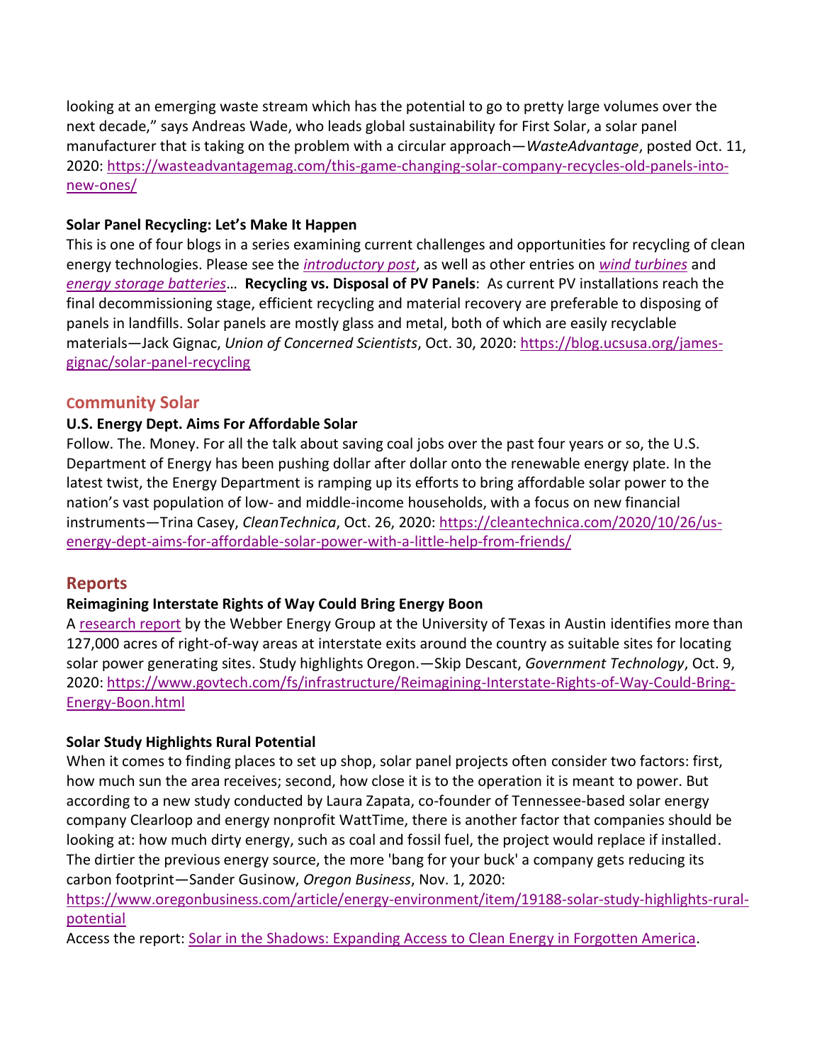looking at an emerging waste stream which has the potential to go to pretty large volumes over the next decade," says Andreas Wade, who leads global sustainability for First Solar, a solar panel manufacturer that is taking on the problem with a circular approach—*WasteAdvantage*, posted Oct. 11, 2020: [https://wasteadvantagemag.com/this-game-changing-solar-company-recycles-old-panels-into-new-ones/](https://wasteadvantagemag.com/this-game-changing-solar-company-recycles-old-panels-into-new-ones/)

**Solar Panel Recycling: Let's Make It Happen**

This is one of four blogs in a series examining current challenges and opportunities for recycling of clean energy technologies. Please see the [*introductory post*](), as well as other entries on [*wind turbines*]() and [*energy storage batteries*]()… **Recycling vs. Disposal of PV Panels**: As current PV installations reach the final decommissioning stage, efficient recycling and material recovery are preferable to disposing of panels in landfills. Solar panels are mostly glass and metal, both of which are easily recyclable materials—Jack Gignac, *Union of Concerned Scientists*, Oct. 30, 2020: [https://blog.ucsusa.org/james-gignac/solar-panel-recycling](https://blog.ucsusa.org/james-gignac/solar-panel-recycling)

## Community Solar

**U.S. Energy Dept. Aims For Affordable Solar**

Follow. The. Money. For all the talk about saving coal jobs over the past four years or so, the U.S. Department of Energy has been pushing dollar after dollar onto the renewable energy plate. In the latest twist, the Energy Department is ramping up its efforts to bring affordable solar power to the nation's vast population of low- and middle-income households, with a focus on new financial instruments—Trina Casey, *CleanTechnica*, Oct. 26, 2020: [https://cleantechnica.com/2020/10/26/us-energy-dept-aims-for-affordable-solar-power-with-a-little-help-from-friends/](https://cleantechnica.com/2020/10/26/us-energy-dept-aims-for-affordable-solar-power-with-a-little-help-from-friends/)

## Reports

**Reimagining Interstate Rights of Way Could Bring Energy Boon**

A [research report]() by the Webber Energy Group at the University of Texas in Austin identifies more than 127,000 acres of right-of-way areas at interstate exits around the country as suitable sites for locating solar power generating sites. Study highlights Oregon.—Skip Descant, *Government Technology*, Oct. 9, 2020: [https://www.govtech.com/fs/infrastructure/Reimagining-Interstate-Rights-of-Way-Could-Bring-Energy-Boon.html](https://www.govtech.com/fs/infrastructure/Reimagining-Interstate-Rights-of-Way-Could-Bring-Energy-Boon.html)

**Solar Study Highlights Rural Potential**

When it comes to finding places to set up shop, solar panel projects often consider two factors: first, how much sun the area receives; second, how close it is to the operation it is meant to power. But according to a new study conducted by Laura Zapata, co-founder of Tennessee-based solar energy company Clearloop and energy nonprofit WattTime, there is another factor that companies should be looking at: how much dirty energy, such as coal and fossil fuel, the project would replace if installed. The dirtier the previous energy source, the more 'bang for your buck' a company gets reducing its carbon footprint—Sander Gusinow, *Oregon Business*, Nov. 1, 2020: [https://www.oregonbusiness.com/article/energy-environment/item/19188-solar-study-highlights-rural-potential](https://www.oregonbusiness.com/article/energy-environment/item/19188-solar-study-highlights-rural-potential)

Access the report: [Solar in the Shadows: Expanding Access to Clean Energy in Forgotten America]().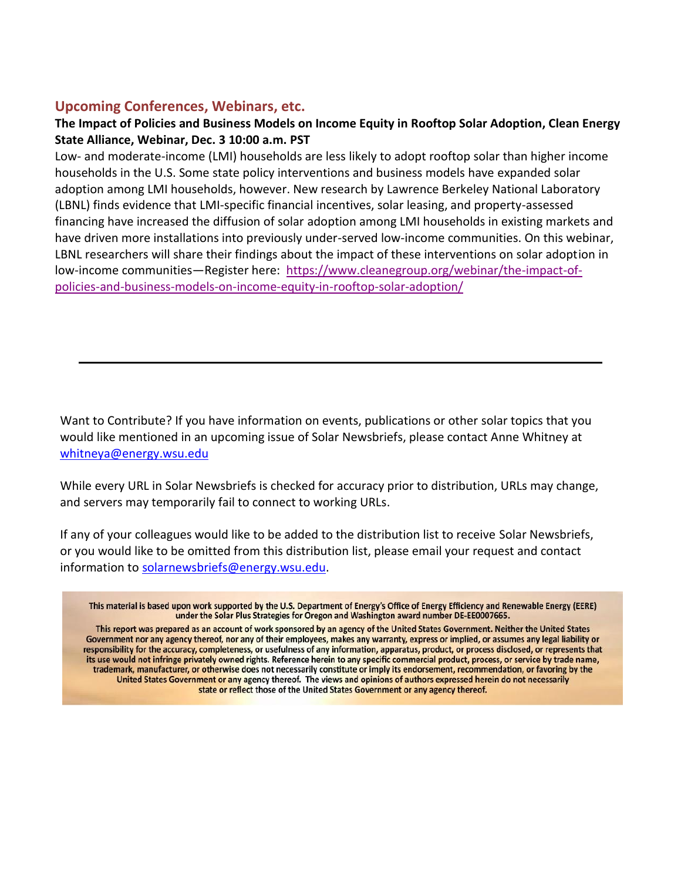## Upcoming Conferences, Webinars, etc.

**The Impact of Policies and Business Models on Income Equity in Rooftop Solar Adoption, Clean Energy State Alliance, Webinar, Dec. 3 10:00 a.m. PST**

Low- and moderate-income (LMI) households are less likely to adopt rooftop solar than higher income households in the U.S. Some state policy interventions and business models have expanded solar adoption among LMI households, however. New research by Lawrence Berkeley National Laboratory (LBNL) finds evidence that LMI-specific financial incentives, solar leasing, and property-assessed financing have increased the diffusion of solar adoption among LMI households in existing markets and have driven more installations into previously under-served low-income communities. On this webinar, LBNL researchers will share their findings about the impact of these interventions on solar adoption in low-income communities—Register here: https://www.cleanegroup.org/webinar/the-impact-of-policies-and-business-models-on-income-equity-in-rooftop-solar-adoption/

---

Want to Contribute? If you have information on events, publications or other solar topics that you would like mentioned in an upcoming issue of Solar Newsbriefs, please contact Anne Whitney at whitneya@energy.wsu.edu

While every URL in Solar Newsbriefs is checked for accuracy prior to distribution, URLs may change, and servers may temporarily fail to connect to working URLs.

If any of your colleagues would like to be added to the distribution list to receive Solar Newsbriefs, or you would like to be omitted from this distribution list, please email your request and contact information to solarnewsbriefs@energy.wsu.edu.

**This material is based upon work supported by the U.S. Department of Energy's Office of Energy Efficiency and Renewable Energy (EERE) under the Solar Plus Strategies for Oregon and Washington award number DE-EE0007665.**

**This report was prepared as an account of work sponsored by an agency of the United States Government. Neither the United States Government nor any agency thereof, nor any of their employees, makes any warranty, express or implied, or assumes any legal liability or responsibility for the accuracy, completeness, or usefulness of any information, apparatus, product, or process disclosed, or represents that its use would not infringe privately owned rights. Reference herein to any specific commercial product, process, or service by trade name, trademark, manufacturer, or otherwise does not necessarily constitute or imply its endorsement, recommendation, or favoring by the United States Government or any agency thereof. The views and opinions of authors expressed herein do not necessarily state or reflect those of the United States Government or any agency thereof.**